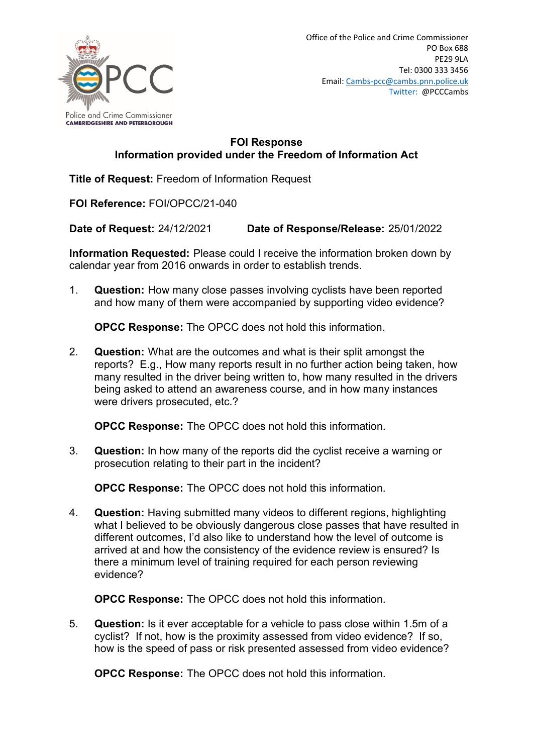Police and Crime Commissioner
CAMBRIDGESHIRE AND PETERBOROUGH

Office of the Police and Crime Commissioner
PO Box 688
PE29 9LA
Tel: 0300 333 3456
Email: Cambs-pcc@cambs.pnn.police.uk
Twitter: @PCCCambs

## FOI Response
## Information provided under the Freedom of Information Act

**Title of Request:** Freedom of Information Request

**FOI Reference:** FOI/OPCC/21-040

**Date of Request:** 24/12/2021 **Date of Response/Release:** 25/01/2022

**Information Requested:** Please could I receive the information broken down by calendar year from 2016 onwards in order to establish trends.

1. **Question:** How many close passes involving cyclists have been reported and how many of them were accompanied by supporting video evidence?

   **OPCC Response:** The OPCC does not hold this information.

2. **Question:** What are the outcomes and what is their split amongst the reports? E.g., How many reports result in no further action being taken, how many resulted in the driver being written to, how many resulted in the drivers being asked to attend an awareness course, and in how many instances were drivers prosecuted, etc.?

   **OPCC Response:** The OPCC does not hold this information.

3. **Question:** In how many of the reports did the cyclist receive a warning or prosecution relating to their part in the incident?

   **OPCC Response:** The OPCC does not hold this information.

4. **Question:** Having submitted many videos to different regions, highlighting what I believed to be obviously dangerous close passes that have resulted in different outcomes, I'd also like to understand how the level of outcome is arrived at and how the consistency of the evidence review is ensured? Is there a minimum level of training required for each person reviewing evidence?

   **OPCC Response:** The OPCC does not hold this information.

5. **Question:** Is it ever acceptable for a vehicle to pass close within 1.5m of a cyclist? If not, how is the proximity assessed from video evidence? If so, how is the speed of pass or risk presented assessed from video evidence?

   **OPCC Response:** The OPCC does not hold this information.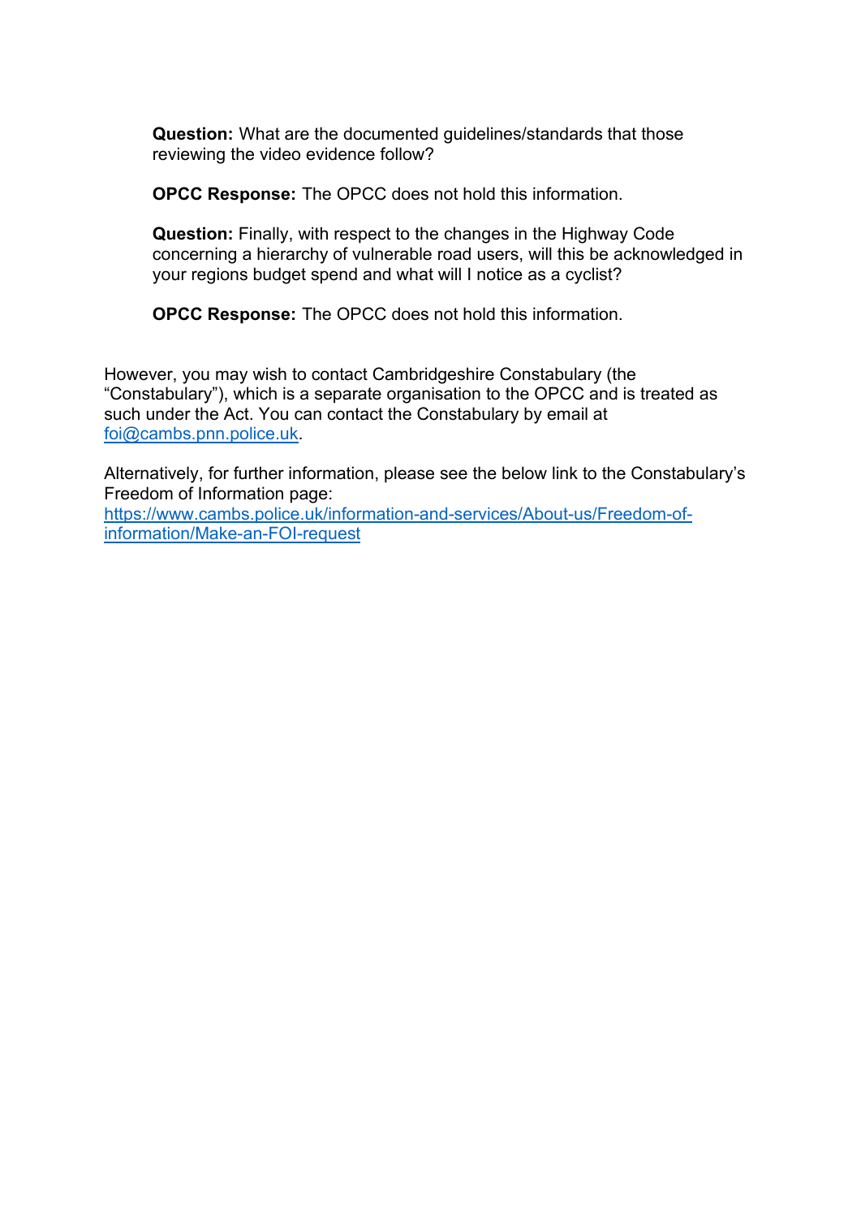**Question:** What are the documented guidelines/standards that those reviewing the video evidence follow?

**OPCC Response:** The OPCC does not hold this information.

**Question:** Finally, with respect to the changes in the Highway Code concerning a hierarchy of vulnerable road users, will this be acknowledged in your regions budget spend and what will I notice as a cyclist?

**OPCC Response:** The OPCC does not hold this information.

However, you may wish to contact Cambridgeshire Constabulary (the "Constabulary"), which is a separate organisation to the OPCC and is treated as such under the Act. You can contact the Constabulary by email at [foi@cambs.pnn.police.uk](mailto:foi@cambs.pnn.police.uk).

Alternatively, for further information, please see the below link to the Constabulary's Freedom of Information page:
[https://www.cambs.police.uk/information-and-services/About-us/Freedom-of-information/Make-an-FOI-request](https://www.cambs.police.uk/information-and-services/About-us/Freedom-of-information/Make-an-FOI-request)